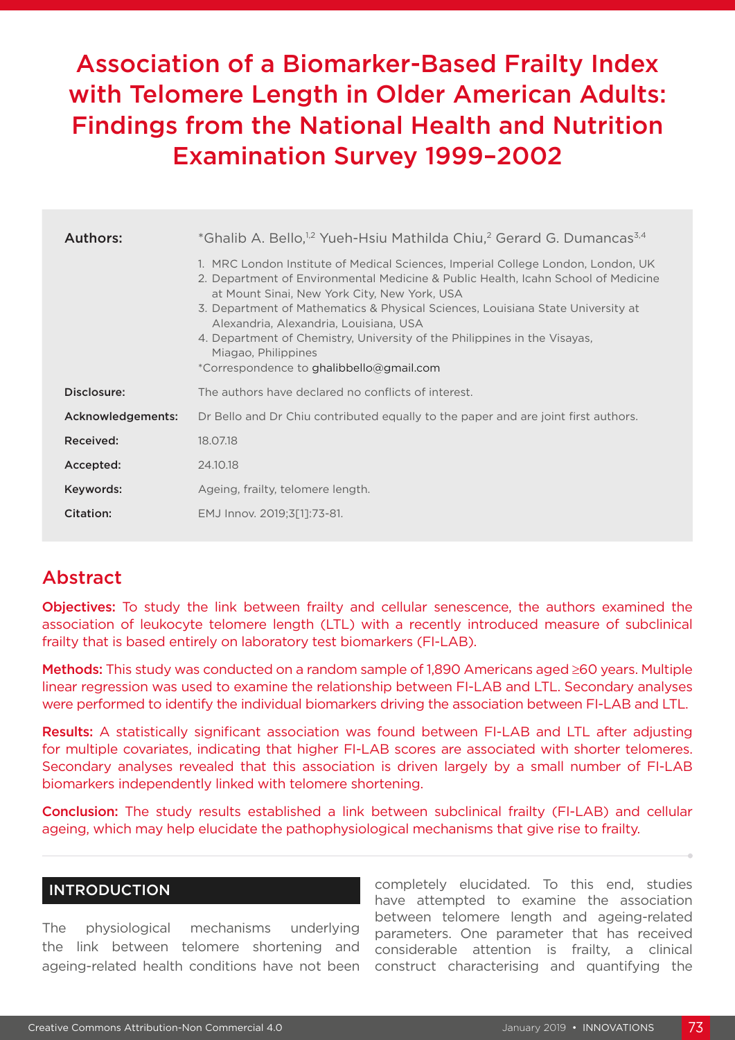# Association of a Biomarker-Based Frailty Index with Telomere Length in Older American Adults: Findings from the National Health and Nutrition Examination Survey 1999–2002

**Authors:** *Ghalib A. Bello,[1,2] Yueh-Hsiu Mathilda Chiu,[2] Gerard G. Dumancas[3,4]

1. MRC London Institute of Medical Sciences, Imperial College London, London, UK
2. Department of Environmental Medicine & Public Health, Icahn School of Medicine at Mount Sinai, New York City, New York, USA
3. Department of Mathematics & Physical Sciences, Louisiana State University at Alexandria, Alexandria, Louisiana, USA
4. Department of Chemistry, University of the Philippines in the Visayas, Miagao, Philippines

*Correspondence to ghalibbello@gmail.com

**Disclosure:** The authors have declared no conflicts of interest.

**Acknowledgements:** Dr Bello and Dr Chiu contributed equally to the paper and are joint first authors.

**Received:** 18.07.18

**Accepted:** 24.10.18

**Keywords:** Ageing, frailty, telomere length.

**Citation:** EMJ Innov. 2019;3[1]:73-81.

## Abstract

**Objectives:** To study the link between frailty and cellular senescence, the authors examined the association of leukocyte telomere length (LTL) with a recently introduced measure of subclinical frailty that is based entirely on laboratory test biomarkers (FI-LAB).

**Methods:** This study was conducted on a random sample of 1,890 Americans aged ≥60 years. Multiple linear regression was used to examine the relationship between FI-LAB and LTL. Secondary analyses were performed to identify the individual biomarkers driving the association between FI-LAB and LTL.

**Results:** A statistically significant association was found between FI-LAB and LTL after adjusting for multiple covariates, indicating that higher FI-LAB scores are associated with shorter telomeres. Secondary analyses revealed that this association is driven largely by a small number of FI-LAB biomarkers independently linked with telomere shortening.

**Conclusion:** The study results established a link between subclinical frailty (FI-LAB) and cellular ageing, which may help elucidate the pathophysiological mechanisms that give rise to frailty.

## INTRODUCTION

The physiological mechanisms underlying the link between telomere shortening and ageing-related health conditions have not been completely elucidated. To this end, studies have attempted to examine the association between telomere length and ageing-related parameters. One parameter that has received considerable attention is frailty, a clinical construct characterising and quantifying the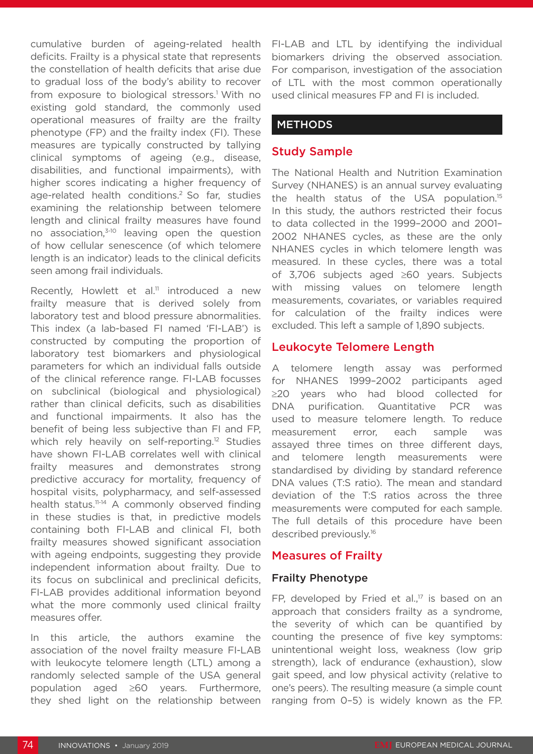cumulative burden of ageing-related health deficits. Frailty is a physical state that represents the constellation of health deficits that arise due to gradual loss of the body's ability to recover from exposure to biological stressors.[1] With no existing gold standard, the commonly used operational measures of frailty are the frailty phenotype (FP) and the frailty index (FI). These measures are typically constructed by tallying clinical symptoms of ageing (e.g., disease, disabilities, and functional impairments), with higher scores indicating a higher frequency of age-related health conditions.[2] So far, studies examining the relationship between telomere length and clinical frailty measures have found no association,[3-10] leaving open the question of how cellular senescence (of which telomere length is an indicator) leads to the clinical deficits seen among frail individuals.

Recently, Howlett et al.[11] introduced a new frailty measure that is derived solely from laboratory test and blood pressure abnormalities. This index (a lab-based FI named 'FI-LAB') is constructed by computing the proportion of laboratory test biomarkers and physiological parameters for which an individual falls outside of the clinical reference range. FI-LAB focusses on subclinical (biological and physiological) rather than clinical deficits, such as disabilities and functional impairments. It also has the benefit of being less subjective than FI and FP, which rely heavily on self-reporting.[12] Studies have shown FI-LAB correlates well with clinical frailty measures and demonstrates strong predictive accuracy for mortality, frequency of hospital visits, polypharmacy, and self-assessed health status.[11-14] A commonly observed finding in these studies is that, in predictive models containing both FI-LAB and clinical FI, both frailty measures showed significant association with ageing endpoints, suggesting they provide independent information about frailty. Due to its focus on subclinical and preclinical deficits, FI-LAB provides additional information beyond what the more commonly used clinical frailty measures offer.

In this article, the authors examine the association of the novel frailty measure FI-LAB with leukocyte telomere length (LTL) among a randomly selected sample of the USA general population aged ≥60 years. Furthermore, they shed light on the relationship between FI-LAB and LTL by identifying the individual biomarkers driving the observed association. For comparison, investigation of the association of LTL with the most common operationally used clinical measures FP and FI is included.

## METHODS

### Study Sample

The National Health and Nutrition Examination Survey (NHANES) is an annual survey evaluating the health status of the USA population.[15] In this study, the authors restricted their focus to data collected in the 1999–2000 and 2001–2002 NHANES cycles, as these are the only NHANES cycles in which telomere length was measured. In these cycles, there was a total of 3,706 subjects aged ≥60 years. Subjects with missing values on telomere length measurements, covariates, or variables required for calculation of the frailty indices were excluded. This left a sample of 1,890 subjects.

### Leukocyte Telomere Length

A telomere length assay was performed for NHANES 1999–2002 participants aged ≥20 years who had blood collected for DNA purification. Quantitative PCR was used to measure telomere length. To reduce measurement error, each sample was assayed three times on three different days, and telomere length measurements were standardised by dividing by standard reference DNA values (T:S ratio). The mean and standard deviation of the T:S ratios across the three measurements were computed for each sample. The full details of this procedure have been described previously.[16]

### Measures of Frailty

#### Frailty Phenotype

FP, developed by Fried et al.,[17] is based on an approach that considers frailty as a syndrome, the severity of which can be quantified by counting the presence of five key symptoms: unintentional weight loss, weakness (low grip strength), lack of endurance (exhaustion), slow gait speed, and low physical activity (relative to one's peers). The resulting measure (a simple count ranging from 0–5) is widely known as the FP.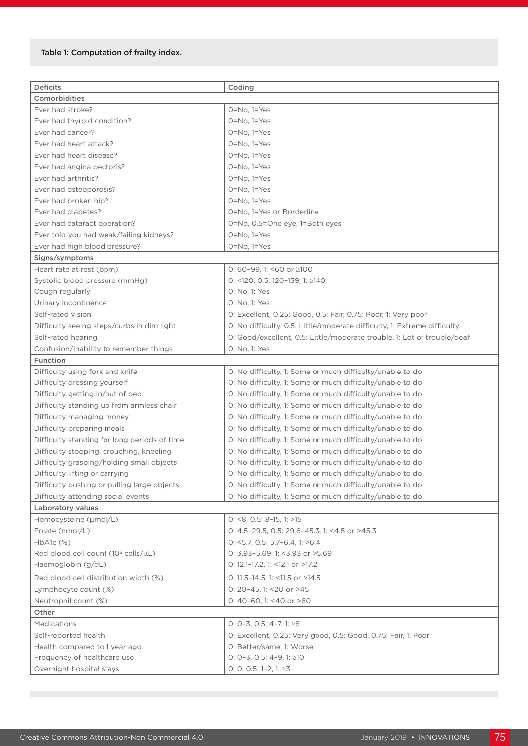Table 1: Computation of frailty index.

| Deficits | Coding |
|---|---|
| **Comorbidities** | |
| Ever had stroke? | 0=No, 1=Yes |
| Ever had thyroid condition? | 0=No, 1=Yes |
| Ever had cancer? | 0=No, 1=Yes |
| Ever had heart attack? | 0=No, 1=Yes |
| Ever had heart disease? | 0=No, 1=Yes |
| Ever had angina pectoris? | 0=No, 1=Yes |
| Ever had arthritis? | 0=No, 1=Yes |
| Ever had osteoporosis? | 0=No, 1=Yes |
| Ever had broken hip? | 0=No, 1=Yes |
| Ever had diabetes? | 0=No, 1=Yes or Borderline |
| Ever had cataract operation? | 0=No, 0.5=One eye, 1=Both eyes |
| Ever told you had weak/failing kidneys? | 0=No, 1=Yes |
| Ever had high blood pressure? | 0=No, 1=Yes |
| **Signs/symptoms** | |
| Heart rate at rest (bpm) | 0: 60–99, 1: <60 or ≥100 |
| Systolic blood pressure (mmHg) | 0: <120, 0.5: 120–139, 1: ≥140 |
| Cough regularly | 0: No, 1: Yes |
| Urinary incontinence | 0: No, 1: Yes |
| Self-rated vision | 0: Excellent, 0.25: Good, 0.5: Fair, 0.75: Poor, 1: Very poor |
| Difficulty seeing steps/curbs in dim light | 0: No difficulty, 0.5: Little/moderate difficulty, 1: Extreme difficulty |
| Self-rated hearing | 0: Good/excellent, 0.5: Little/moderate trouble, 1: Lot of trouble/deaf |
| Confusion/inability to remember things | 0: No, 1: Yes |
| **Function** | |
| Difficulty using fork and knife | 0: No difficulty, 1: Some or much difficulty/unable to do |
| Difficulty dressing yourself | 0: No difficulty, 1: Some or much difficulty/unable to do |
| Difficulty getting in/out of bed | 0: No difficulty, 1: Some or much difficulty/unable to do |
| Difficulty standing up from armless chair | 0: No difficulty, 1: Some or much difficulty/unable to do |
| Difficulty managing money | 0: No difficulty, 1: Some or much difficulty/unable to do |
| Difficulty preparing meals | 0: No difficulty, 1: Some or much difficulty/unable to do |
| Difficulty standing for long periods of time | 0: No difficulty, 1: Some or much difficulty/unable to do |
| Difficulty stooping, crouching, kneeling | 0: No difficulty, 1: Some or much difficulty/unable to do |
| Difficulty grasping/holding small objects | 0: No difficulty, 1: Some or much difficulty/unable to do |
| Difficulty lifting or carrying | 0: No difficulty, 1: Some or much difficulty/unable to do |
| Difficulty pushing or pulling large objects | 0: No difficulty, 1: Some or much difficulty/unable to do |
| Difficulty attending social events | 0: No difficulty, 1: Some or much difficulty/unable to do |
| **Laboratory values** | |
| Homocysteine (μmol/L) | 0: <8, 0.5: 8–15, 1: >15 |
| Folate (nmol/L) | 0: 4.5–29.5, 0.5: 29.6–45.3, 1: <4.5 or >45.3 |
| HbA1c (%) | 0: <5.7, 0.5: 5.7–6.4, 1: >6.4 |
| Red blood cell count ($10^6$ cells/μL) | 0: 3.93–5.69, 1: <3.93 or >5.69 |
| Haemoglobin (g/dL) | 0: 12.1–17.2, 1: <12.1 or >17.2 |
| Red blood cell distribution width (%) | 0: 11.5–14.5, 1: <11.5 or >14.5 |
| Lymphocyte count (%) | 0: 20–45, 1: <20 or >45 |
| Neutrophil count (%) | 0: 40–60, 1: <40 or >60 |
| **Other** | |
| Medications | 0: 0–3, 0.5: 4–7, 1: ≥8 |
| Self-reported health | 0: Excellent, 0.25: Very good, 0.5: Good, 0.75: Fair, 1: Poor |
| Health compared to 1 year ago | 0: Better/same, 1: Worse |
| Frequency of healthcare use | 0: 0–3, 0.5: 4–9, 1: ≥10 |
| Overnight hospital stays | 0: 0, 0.5: 1–2, 1: ≥3 |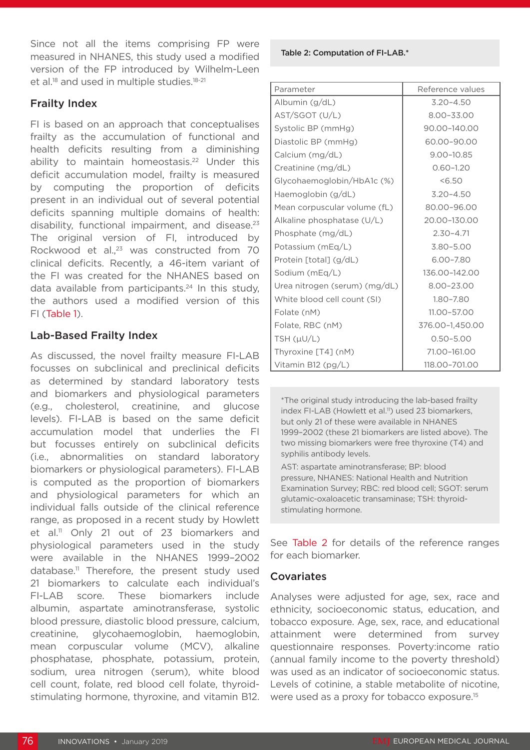Since not all the items comprising FP were measured in NHANES, this study used a modified version of the FP introduced by Wilhelm-Leen et al.[18] and used in multiple studies.[18-21]

## Frailty Index

FI is based on an approach that conceptualises frailty as the accumulation of functional and health deficits resulting from a diminishing ability to maintain homeostasis.[22] Under this deficit accumulation model, frailty is measured by computing the proportion of deficits present in an individual out of several potential deficits spanning multiple domains of health: disability, functional impairment, and disease.[23] The original version of FI, introduced by Rockwood et al.,[23] was constructed from 70 clinical deficits. Recently, a 46-item variant of the FI was created for the NHANES based on data available from participants.[24] In this study, the authors used a modified version of this FI (Table 1).

## Lab-Based Frailty Index

As discussed, the novel frailty measure FI-LAB focusses on subclinical and preclinical deficits as determined by standard laboratory tests and biomarkers and physiological parameters (e.g., cholesterol, creatinine, and glucose levels). FI-LAB is based on the same deficit accumulation model that underlies the FI but focusses entirely on subclinical deficits (i.e., abnormalities on standard laboratory biomarkers or physiological parameters). FI-LAB is computed as the proportion of biomarkers and physiological parameters for which an individual falls outside of the clinical reference range, as proposed in a recent study by Howlett et al.[11] Only 21 out of 23 biomarkers and physiological parameters used in the study were available in the NHANES 1999–2002 database.[11] Therefore, the present study used 21 biomarkers to calculate each individual's FI-LAB score. These biomarkers include albumin, aspartate aminotransferase, systolic blood pressure, diastolic blood pressure, calcium, creatinine, glycohaemoglobin, haemoglobin, mean corpuscular volume (MCV), alkaline phosphatase, phosphate, potassium, protein, sodium, urea nitrogen (serum), white blood cell count, folate, red blood cell folate, thyroid-stimulating hormone, thyroxine, and vitamin B12.

**Table 2: Computation of FI-LAB.***

| Parameter | Reference values |
|---|---|
| Albumin (g/dL) | 3.20–4.50 |
| AST/SGOT (U/L) | 8.00–33.00 |
| Systolic BP (mmHg) | 90.00–140.00 |
| Diastolic BP (mmHg) | 60.00–90.00 |
| Calcium (mg/dL) | 9.00–10.85 |
| Creatinine (mg/dL) | 0.60–1.20 |
| Glycohaemoglobin/HbA1c (%) | <6.50 |
| Haemoglobin (g/dL) | 3.20–4.50 |
| Mean corpuscular volume (fL) | 80.00–96.00 |
| Alkaline phosphatase (U/L) | 20.00–130.00 |
| Phosphate (mg/dL) | 2.30–4.71 |
| Potassium (mEq/L) | 3.80–5.00 |
| Protein [total] (g/dL) | 6.00–7.80 |
| Sodium (mEq/L) | 136.00–142.00 |
| Urea nitrogen (serum) (mg/dL) | 8.00–23.00 |
| White blood cell count (SI) | 1.80–7.80 |
| Folate (nM) | 11.00–57.00 |
| Folate, RBC (nM) | 376.00–1,450.00 |
| TSH (μU/L) | 0.50–5.00 |
| Thyroxine [T4] (nM) | 71.00–161.00 |
| Vitamin B12 (pg/L) | 118.00–701.00 |

*The original study introducing the lab-based frailty index FI-LAB (Howlett et al.[11]) used 23 biomarkers, but only 21 of these were available in NHANES 1999–2002 (these 21 biomarkers are listed above). The two missing biomarkers were free thyroxine (T4) and syphilis antibody levels.

AST: aspartate aminotransferase; BP: blood pressure, NHANES: National Health and Nutrition Examination Survey; RBC: red blood cell; SGOT: serum glutamic-oxaloacetic transaminase; TSH: thyroid-stimulating hormone.

See Table 2 for details of the reference ranges for each biomarker.

## Covariates

Analyses were adjusted for age, sex, race and ethnicity, socioeconomic status, education, and tobacco exposure. Age, sex, race, and educational attainment were determined from survey questionnaire responses. Poverty:income ratio (annual family income to the poverty threshold) was used as an indicator of socioeconomic status. Levels of cotinine, a stable metabolite of nicotine, were used as a proxy for tobacco exposure.[15]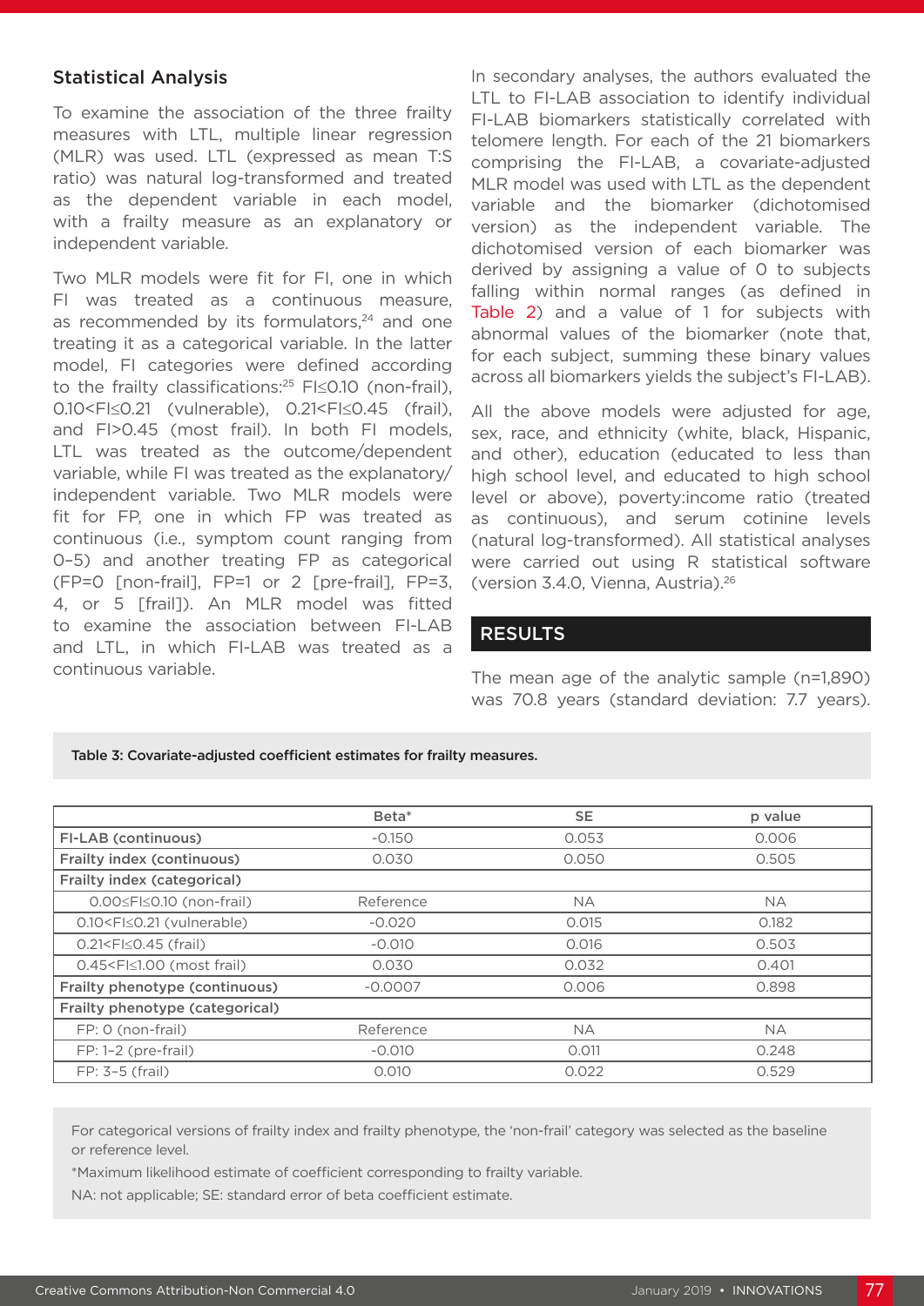### Statistical Analysis

To examine the association of the three frailty measures with LTL, multiple linear regression (MLR) was used. LTL (expressed as mean T:S ratio) was natural log-transformed and treated as the dependent variable in each model, with a frailty measure as an explanatory or independent variable.

Two MLR models were fit for FI, one in which FI was treated as a continuous measure, as recommended by its formulators,[24] and one treating it as a categorical variable. In the latter model, FI categories were defined according to the frailty classifications:[25] FI≤0.10 (non-frail), 0.10<FI≤0.21 (vulnerable), 0.21<FI≤0.45 (frail), and FI>0.45 (most frail). In both FI models, LTL was treated as the outcome/dependent variable, while FI was treated as the explanatory/independent variable. Two MLR models were fit for FP, one in which FP was treated as continuous (i.e., symptom count ranging from 0–5) and another treating FP as categorical (FP=0 [non-frail], FP=1 or 2 [pre-frail], FP=3, 4, or 5 [frail]). An MLR model was fitted to examine the association between FI-LAB and LTL, in which FI-LAB was treated as a continuous variable.

In secondary analyses, the authors evaluated the LTL to FI-LAB association to identify individual FI-LAB biomarkers statistically correlated with telomere length. For each of the 21 biomarkers comprising the FI-LAB, a covariate-adjusted MLR model was used with LTL as the dependent variable and the biomarker (dichotomised version) as the independent variable. The dichotomised version of each biomarker was derived by assigning a value of 0 to subjects falling within normal ranges (as defined in Table 2) and a value of 1 for subjects with abnormal values of the biomarker (note that, for each subject, summing these binary values across all biomarkers yields the subject's FI-LAB).

All the above models were adjusted for age, sex, race, and ethnicity (white, black, Hispanic, and other), education (educated to less than high school level, and educated to high school level or above), poverty:income ratio (treated as continuous), and serum cotinine levels (natural log-transformed). All statistical analyses were carried out using R statistical software (version 3.4.0, Vienna, Austria).[26]

## RESULTS

The mean age of the analytic sample (n=1,890) was 70.8 years (standard deviation: 7.7 years).

Table 3: Covariate-adjusted coefficient estimates for frailty measures.

| | Beta* | SE | p value |
|---|---|---|---|
| **FI-LAB (continuous)** | -0.150 | 0.053 | 0.006 |
| **Frailty index (continuous)** | 0.030 | 0.050 | 0.505 |
| **Frailty index (categorical)** | | | |
| 0.00≤FI≤0.10 (non-frail) | Reference | NA | NA |
| 0.10<FI≤0.21 (vulnerable) | -0.020 | 0.015 | 0.182 |
| 0.21<FI≤0.45 (frail) | -0.010 | 0.016 | 0.503 |
| 0.45<FI≤1.00 (most frail) | 0.030 | 0.032 | 0.401 |
| **Frailty phenotype (continuous)** | -0.0007 | 0.006 | 0.898 |
| **Frailty phenotype (categorical)** | | | |
| FP: 0 (non-frail) | Reference | NA | NA |
| FP: 1–2 (pre-frail) | -0.010 | 0.011 | 0.248 |
| FP: 3–5 (frail) | 0.010 | 0.022 | 0.529 |

For categorical versions of frailty index and frailty phenotype, the 'non-frail' category was selected as the baseline or reference level.

*Maximum likelihood estimate of coefficient corresponding to frailty variable.

NA: not applicable; SE: standard error of beta coefficient estimate.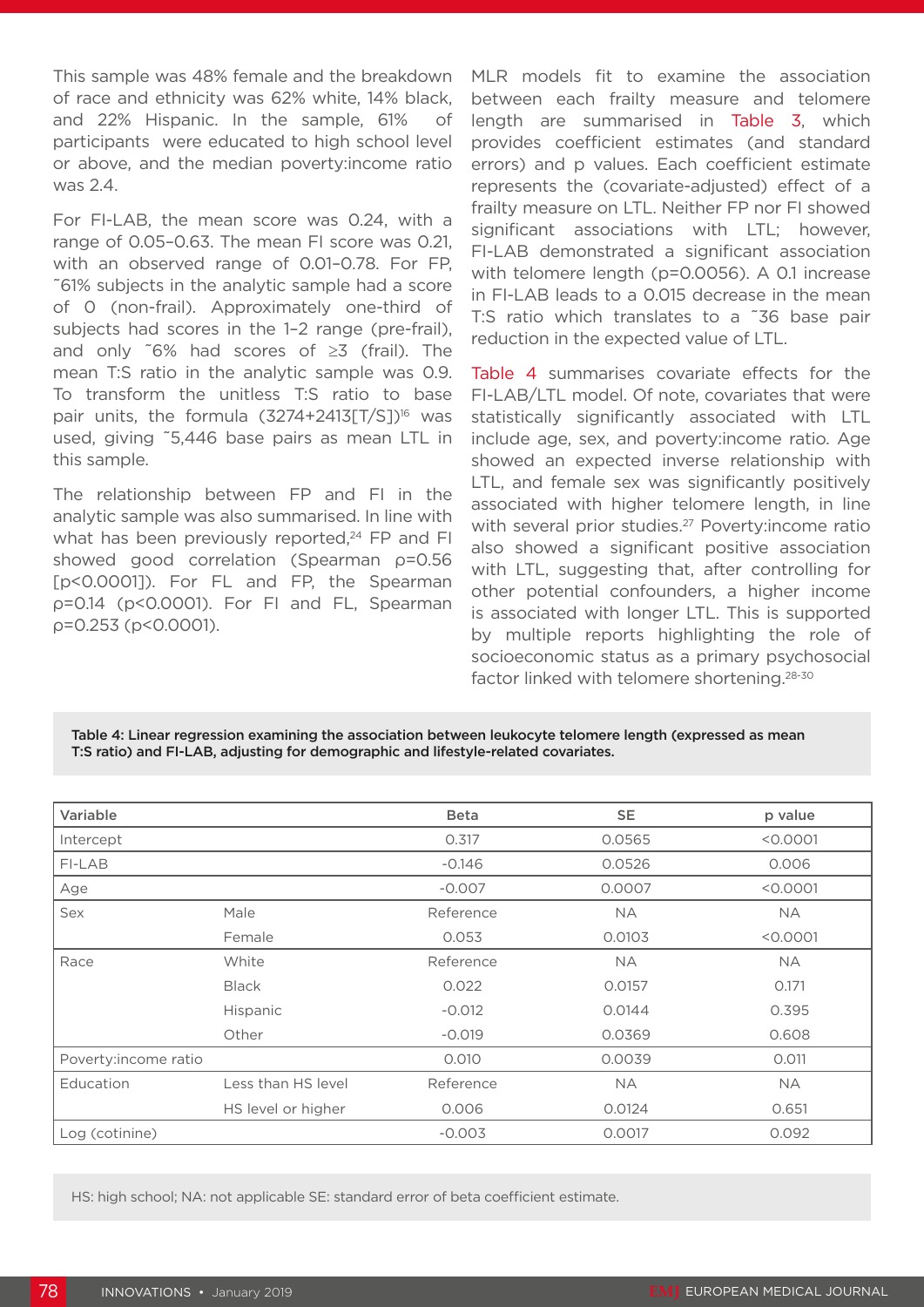This sample was 48% female and the breakdown of race and ethnicity was 62% white, 14% black, and 22% Hispanic. In the sample, 61% of participants were educated to high school level or above, and the median poverty:income ratio was 2.4.

For FI-LAB, the mean score was 0.24, with a range of 0.05–0.63. The mean FI score was 0.21, with an observed range of 0.01–0.78. For FP, ˜61% subjects in the analytic sample had a score of 0 (non-frail). Approximately one-third of subjects had scores in the 1–2 range (pre-frail), and only ˜6% had scores of ≥3 (frail). The mean T:S ratio in the analytic sample was 0.9. To transform the unitless T:S ratio to base pair units, the formula (3274+2413[T/S])[16] was used, giving ˜5,446 base pairs as mean LTL in this sample.

The relationship between FP and FI in the analytic sample was also summarised. In line with what has been previously reported,[24] FP and FI showed good correlation (Spearman ρ=0.56 [p<0.0001]). For FL and FP, the Spearman ρ=0.14 (p<0.0001). For FI and FL, Spearman ρ=0.253 (p<0.0001).

MLR models fit to examine the association between each frailty measure and telomere length are summarised in Table 3, which provides coefficient estimates (and standard errors) and p values. Each coefficient estimate represents the (covariate-adjusted) effect of a frailty measure on LTL. Neither FP nor FI showed significant associations with LTL; however, FI-LAB demonstrated a significant association with telomere length (p=0.0056). A 0.1 increase in FI-LAB leads to a 0.015 decrease in the mean T:S ratio which translates to a ˜36 base pair reduction in the expected value of LTL.

Table 4 summarises covariate effects for the FI-LAB/LTL model. Of note, covariates that were statistically significantly associated with LTL include age, sex, and poverty:income ratio. Age showed an expected inverse relationship with LTL, and female sex was significantly positively associated with higher telomere length, in line with several prior studies.[27] Poverty:income ratio also showed a significant positive association with LTL, suggesting that, after controlling for other potential confounders, a higher income is associated with longer LTL. This is supported by multiple reports highlighting the role of socioeconomic status as a primary psychosocial factor linked with telomere shortening.[28-30]

**Table 4: Linear regression examining the association between leukocyte telomere length (expressed as mean T:S ratio) and FI-LAB, adjusting for demographic and lifestyle-related covariates.**

| Variable | | Beta | SE | p value |
|---|---|---|---|---|
| Intercept | | 0.317 | 0.0565 | <0.0001 |
| FI-LAB | | -0.146 | 0.0526 | 0.006 |
| Age | | -0.007 | 0.0007 | <0.0001 |
| Sex | Male | Reference | NA | NA |
| | Female | 0.053 | 0.0103 | <0.0001 |
| Race | White | Reference | NA | NA |
| | Black | 0.022 | 0.0157 | 0.171 |
| | Hispanic | -0.012 | 0.0144 | 0.395 |
| | Other | -0.019 | 0.0369 | 0.608 |
| Poverty:income ratio | | 0.010 | 0.0039 | 0.011 |
| Education | Less than HS level | Reference | NA | NA |
| | HS level or higher | 0.006 | 0.0124 | 0.651 |
| Log (cotinine) | | -0.003 | 0.0017 | 0.092 |

HS: high school; NA: not applicable SE: standard error of beta coefficient estimate.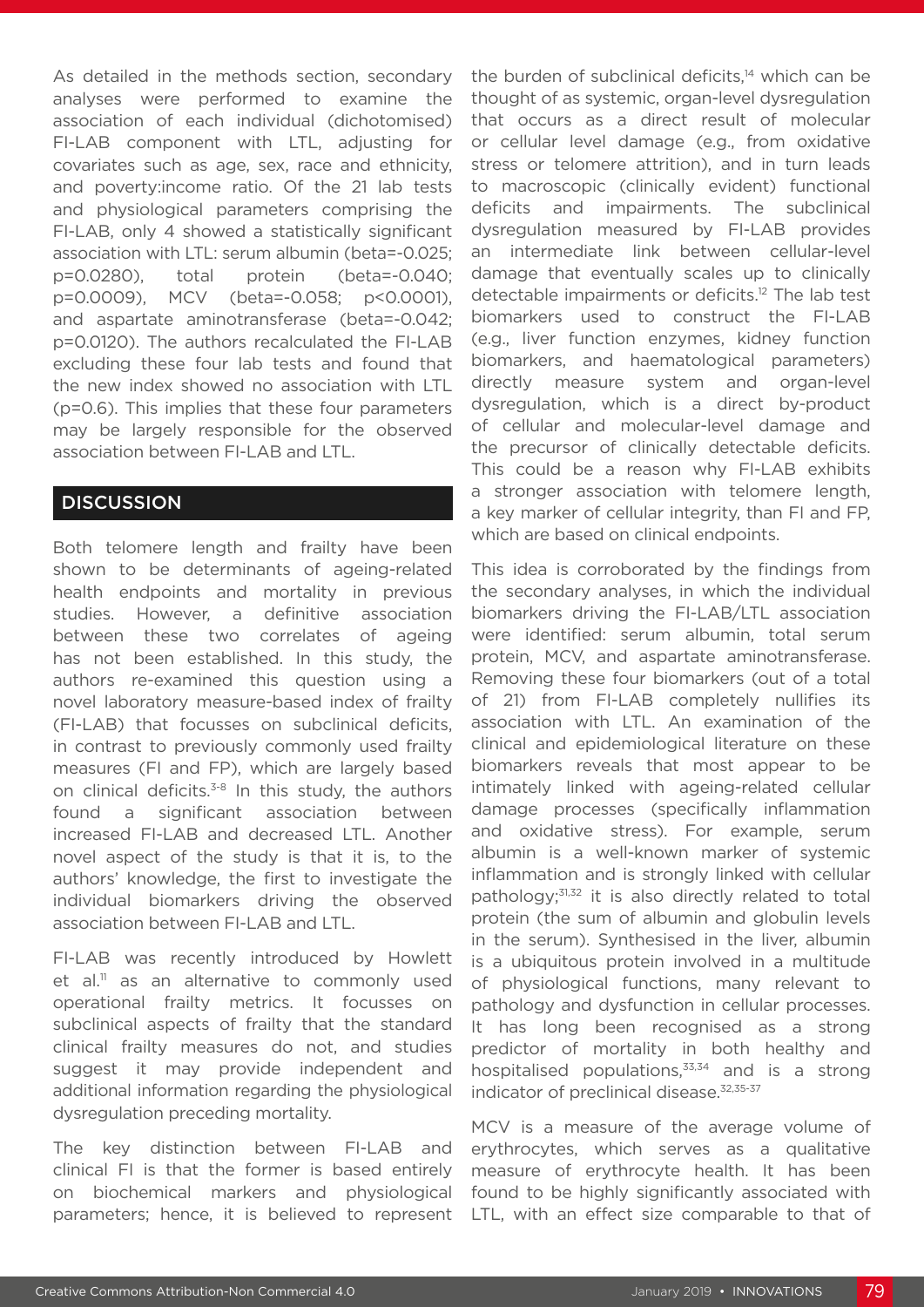As detailed in the methods section, secondary analyses were performed to examine the association of each individual (dichotomised) FI-LAB component with LTL, adjusting for covariates such as age, sex, race and ethnicity, and poverty:income ratio. Of the 21 lab tests and physiological parameters comprising the FI-LAB, only 4 showed a statistically significant association with LTL: serum albumin (beta=-0.025; p=0.0280), total protein (beta=-0.040; p=0.0009), MCV (beta=-0.058; p<0.0001), and aspartate aminotransferase (beta=-0.042; p=0.0120). The authors recalculated the FI-LAB excluding these four lab tests and found that the new index showed no association with LTL (p=0.6). This implies that these four parameters may be largely responsible for the observed association between FI-LAB and LTL.

## DISCUSSION

Both telomere length and frailty have been shown to be determinants of ageing-related health endpoints and mortality in previous studies. However, a definitive association between these two correlates of ageing has not been established. In this study, the authors re-examined this question using a novel laboratory measure-based index of frailty (FI-LAB) that focusses on subclinical deficits, in contrast to previously commonly used frailty measures (FI and FP), which are largely based on clinical deficits.[3-8] In this study, the authors found a significant association between increased FI-LAB and decreased LTL. Another novel aspect of the study is that it is, to the authors' knowledge, the first to investigate the individual biomarkers driving the observed association between FI-LAB and LTL.

FI-LAB was recently introduced by Howlett et al.[11] as an alternative to commonly used operational frailty metrics. It focusses on subclinical aspects of frailty that the standard clinical frailty measures do not, and studies suggest it may provide independent and additional information regarding the physiological dysregulation preceding mortality.

The key distinction between FI-LAB and clinical FI is that the former is based entirely on biochemical markers and physiological parameters; hence, it is believed to represent the burden of subclinical deficits,[14] which can be thought of as systemic, organ-level dysregulation that occurs as a direct result of molecular or cellular level damage (e.g., from oxidative stress or telomere attrition), and in turn leads to macroscopic (clinically evident) functional deficits and impairments. The subclinical dysregulation measured by FI-LAB provides an intermediate link between cellular-level damage that eventually scales up to clinically detectable impairments or deficits.[12] The lab test biomarkers used to construct the FI-LAB (e.g., liver function enzymes, kidney function biomarkers, and haematological parameters) directly measure system and organ-level dysregulation, which is a direct by-product of cellular and molecular-level damage and the precursor of clinically detectable deficits. This could be a reason why FI-LAB exhibits a stronger association with telomere length, a key marker of cellular integrity, than FI and FP, which are based on clinical endpoints.

This idea is corroborated by the findings from the secondary analyses, in which the individual biomarkers driving the FI-LAB/LTL association were identified: serum albumin, total serum protein, MCV, and aspartate aminotransferase. Removing these four biomarkers (out of a total of 21) from FI-LAB completely nullifies its association with LTL. An examination of the clinical and epidemiological literature on these biomarkers reveals that most appear to be intimately linked with ageing-related cellular damage processes (specifically inflammation and oxidative stress). For example, serum albumin is a well-known marker of systemic inflammation and is strongly linked with cellular pathology;[31,32] it is also directly related to total protein (the sum of albumin and globulin levels in the serum). Synthesised in the liver, albumin is a ubiquitous protein involved in a multitude of physiological functions, many relevant to pathology and dysfunction in cellular processes. It has long been recognised as a strong predictor of mortality in both healthy and hospitalised populations,[33,34] and is a strong indicator of preclinical disease.[32,35-37]

MCV is a measure of the average volume of erythrocytes, which serves as a qualitative measure of erythrocyte health. It has been found to be highly significantly associated with LTL, with an effect size comparable to that of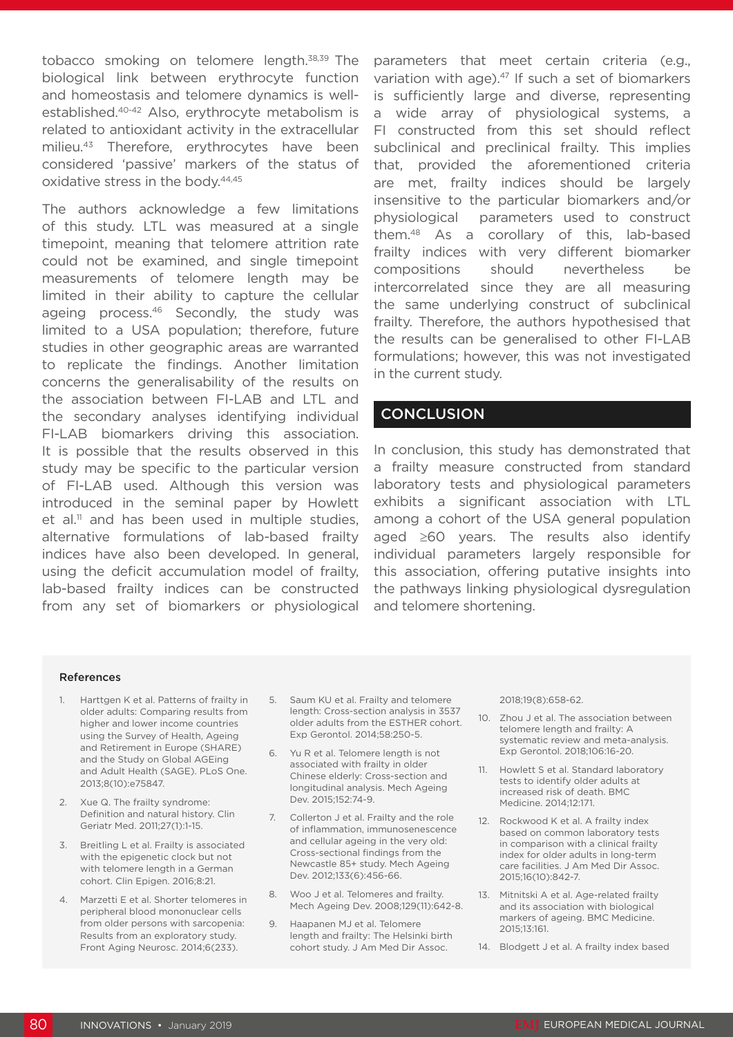tobacco smoking on telomere length.[38,39] The biological link between erythrocyte function and homeostasis and telomere dynamics is well-established.[40-42] Also, erythrocyte metabolism is related to antioxidant activity in the extracellular milieu.[43] Therefore, erythrocytes have been considered 'passive' markers of the status of oxidative stress in the body.[44,45]

The authors acknowledge a few limitations of this study. LTL was measured at a single timepoint, meaning that telomere attrition rate could not be examined, and single timepoint measurements of telomere length may be limited in their ability to capture the cellular ageing process.[46] Secondly, the study was limited to a USA population; therefore, future studies in other geographic areas are warranted to replicate the findings. Another limitation concerns the generalisability of the results on the association between FI-LAB and LTL and the secondary analyses identifying individual FI-LAB biomarkers driving this association. It is possible that the results observed in this study may be specific to the particular version of FI-LAB used. Although this version was introduced in the seminal paper by Howlett et al.[11] and has been used in multiple studies, alternative formulations of lab-based frailty indices have also been developed. In general, using the deficit accumulation model of frailty, lab-based frailty indices can be constructed from any set of biomarkers or physiological parameters that meet certain criteria (e.g., variation with age).[47] If such a set of biomarkers is sufficiently large and diverse, representing a wide array of physiological systems, a FI constructed from this set should reflect subclinical and preclinical frailty. This implies that, provided the aforementioned criteria are met, frailty indices should be largely insensitive to the particular biomarkers and/or physiological parameters used to construct them.[48] As a corollary of this, lab-based frailty indices with very different biomarker compositions should nevertheless be intercorrelated since they are all measuring the same underlying construct of subclinical frailty. Therefore, the authors hypothesised that the results can be generalised to other FI-LAB formulations; however, this was not investigated in the current study.

## CONCLUSION

In conclusion, this study has demonstrated that a frailty measure constructed from standard laboratory tests and physiological parameters exhibits a significant association with LTL among a cohort of the USA general population aged ≥60 years. The results also identify individual parameters largely responsible for this association, offering putative insights into the pathways linking physiological dysregulation and telomere shortening.

### References

1. Harttgen K et al. Patterns of frailty in older adults: Comparing results from higher and lower income countries using the Survey of Health, Ageing and Retirement in Europe (SHARE) and the Study on Global AGEing and Adult Health (SAGE). PLoS One. 2013;8(10):e75847.
2. Xue Q. The frailty syndrome: Definition and natural history. Clin Geriatr Med. 2011;27(1):1-15.
3. Breitling L et al. Frailty is associated with the epigenetic clock but not with telomere length in a German cohort. Clin Epigen. 2016;8:21.
4. Marzetti E et al. Shorter telomeres in peripheral blood mononuclear cells from older persons with sarcopenia: Results from an exploratory study. Front Aging Neurosc. 2014;6(233).
5. Saum KU et al. Frailty and telomere length: Cross-section analysis in 3537 older adults from the ESTHER cohort. Exp Gerontol. 2014;58:250-5.
6. Yu R et al. Telomere length is not associated with frailty in older Chinese elderly: Cross-section and longitudinal analysis. Mech Ageing Dev. 2015;152:74-9.
7. Collerton J et al. Frailty and the role of inflammation, immunosenescence and cellular ageing in the very old: Cross-sectional findings from the Newcastle 85+ study. Mech Ageing Dev. 2012;133(6):456-66.
8. Woo J et al. Telomeres and frailty. Mech Ageing Dev. 2008;129(11):642-8.
9. Haapanen MJ et al. Telomere length and frailty: The Helsinki birth cohort study. J Am Med Dir Assoc. 2018;19(8):658-62.
10. Zhou J et al. The association between telomere length and frailty: A systematic review and meta-analysis. Exp Gerontol. 2018;106:16-20.
11. Howlett S et al. Standard laboratory tests to identify older adults at increased risk of death. BMC Medicine. 2014;12:171.
12. Rockwood K et al. A frailty index based on common laboratory tests in comparison with a clinical frailty index for older adults in long-term care facilities. J Am Med Dir Assoc. 2015;16(10):842-7.
13. Mitnitski A et al. Age-related frailty and its association with biological markers of ageing. BMC Medicine. 2015;13:161.
14. Blodgett J et al. A frailty index based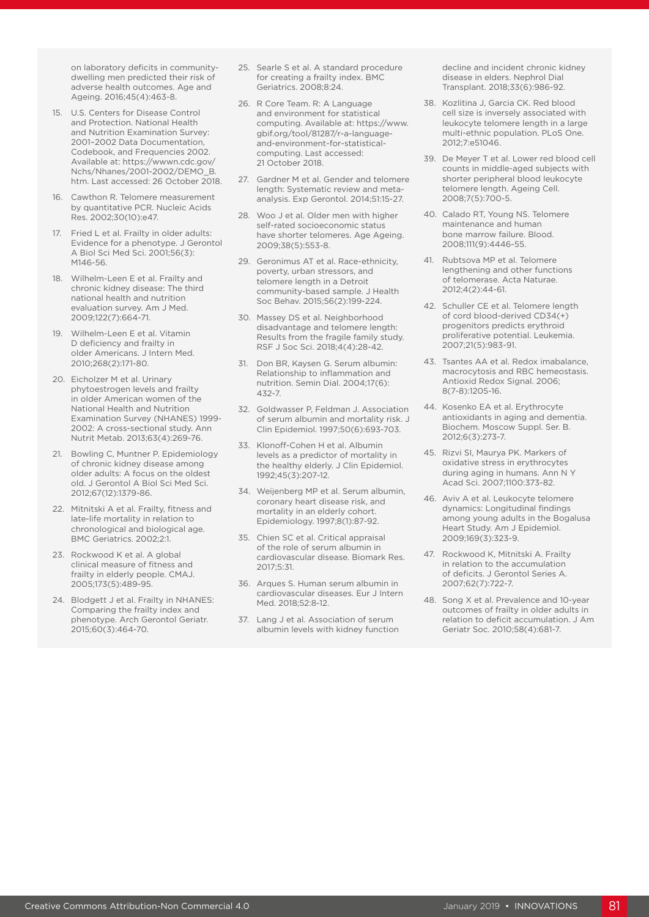on laboratory deficits in community-dwelling men predicted their risk of adverse health outcomes. Age and Ageing. 2016;45(4):463-8.

15. U.S. Centers for Disease Control and Protection. National Health and Nutrition Examination Survey: 2001–2002 Data Documentation, Codebook, and Frequencies 2002. Available at: https://wwwn.cdc.gov/Nchs/Nhanes/2001-2002/DEMO_B.htm. Last accessed: 26 October 2018.
16. Cawthon R. Telomere measurement by quantitative PCR. Nucleic Acids Res. 2002;30(10):e47.
17. Fried L et al. Frailty in older adults: Evidence for a phenotype. J Gerontol A Biol Sci Med Sci. 2001;56(3):M146-56.
18. Wilhelm-Leen E et al. Frailty and chronic kidney disease: The third national health and nutrition evaluation survey. Am J Med. 2009;122(7):664-71.
19. Wilhelm-Leen E et al. Vitamin D deficiency and frailty in older Americans. J Intern Med. 2010;268(2):171-80.
20. Eicholzer M et al. Urinary phytoestrogen levels and frailty in older American women of the National Health and Nutrition Examination Survey (NHANES) 1999-2002: A cross-sectional study. Ann Nutrit Metab. 2013;63(4):269-76.
21. Bowling C, Muntner P. Epidemiology of chronic kidney disease among older adults: A focus on the oldest old. J Gerontol A Biol Sci Med Sci. 2012;67(12):1379-86.
22. Mitnitski A et al. Frailty, fitness and late-life mortality in relation to chronological and biological age. BMC Geriatrics. 2002;2:1.
23. Rockwood K et al. A global clinical measure of fitness and frailty in elderly people. CMAJ. 2005;173(5):489-95.
24. Blodgett J et al. Frailty in NHANES: Comparing the frailty index and phenotype. Arch Gerontol Geriatr. 2015;60(3):464-70.
25. Searle S et al. A standard procedure for creating a frailty index. BMC Geriatrics. 2008;8:24.
26. R Core Team. R: A Language and environment for statistical computing. Available at: https://www.gbif.org/tool/81287/r-a-language-and-environment-for-statistical-computing. Last accessed: 21 October 2018.
27. Gardner M et al. Gender and telomere length: Systematic review and meta-analysis. Exp Gerontol. 2014;51:15-27.
28. Woo J et al. Older men with higher self-rated socioeconomic status have shorter telomeres. Age Ageing. 2009;38(5):553-8.
29. Geronimus AT et al. Race-ethnicity, poverty, urban stressors, and telomere length in a Detroit community-based sample. J Health Soc Behav. 2015;56(2):199-224.
30. Massey DS et al. Neighborhood disadvantage and telomere length: Results from the fragile family study. RSF J Soc Sci. 2018;4(4):28-42.
31. Don BR, Kaysen G. Serum albumin: Relationship to inflammation and nutrition. Semin Dial. 2004;17(6):432-7.
32. Goldwasser P, Feldman J. Association of serum albumin and mortality risk. J Clin Epidemiol. 1997;50(6):693-703.
33. Klonoff-Cohen H et al. Albumin levels as a predictor of mortality in the healthy elderly. J Clin Epidemiol. 1992;45(3):207-12.
34. Weijenberg MP et al. Serum albumin, coronary heart disease risk, and mortality in an elderly cohort. Epidemiology. 1997;8(1):87-92.
35. Chien SC et al. Critical appraisal of the role of serum albumin in cardiovascular disease. Biomark Res. 2017;5:31.
36. Arques S. Human serum albumin in cardiovascular diseases. Eur J Intern Med. 2018;52:8-12.
37. Lang J et al. Association of serum albumin levels with kidney function decline and incident chronic kidney disease in elders. Nephrol Dial Transplant. 2018;33(6):986-92.
38. Kozlitina J, Garcia CK. Red blood cell size is inversely associated with leukocyte telomere length in a large multi-ethnic population. PLoS One. 2012;7:e51046.
39. De Meyer T et al. Lower red blood cell counts in middle-aged subjects with shorter peripheral blood leukocyte telomere length. Ageing Cell. 2008;7(5):700-5.
40. Calado RT, Young NS. Telomere maintenance and human bone marrow failure. Blood. 2008;111(9):4446-55.
41. Rubtsova MP et al. Telomere lengthening and other functions of telomerase. Acta Naturae. 2012;4(2):44-61.
42. Schuller CE et al. Telomere length of cord blood-derived CD34(+) progenitors predicts erythroid proliferative potential. Leukemia. 2007;21(5):983-91.
43. Tsantes AA et al. Redox imabalance, macrocytosis and RBC hemeostasis. Antioxid Redox Signal. 2006; 8(7-8):1205-16.
44. Kosenko EA et al. Erythrocyte antioxidants in aging and dementia. Biochem. Moscow Suppl. Ser. B. 2012;6(3):273-7.
45. Rizvi SI, Maurya PK. Markers of oxidative stress in erythrocytes during aging in humans. Ann N Y Acad Sci. 2007;1100:373-82.
46. Aviv A et al. Leukocyte telomere dynamics: Longitudinal findings among young adults in the Bogalusa Heart Study. Am J Epidemiol. 2009;169(3):323-9.
47. Rockwood K, Mitnitski A. Frailty in relation to the accumulation of deficits. J Gerontol Series A. 2007;62(7):722-7.
48. Song X et al. Prevalence and 10-year outcomes of frailty in older adults in relation to deficit accumulation. J Am Geriatr Soc. 2010;58(4):681-7.